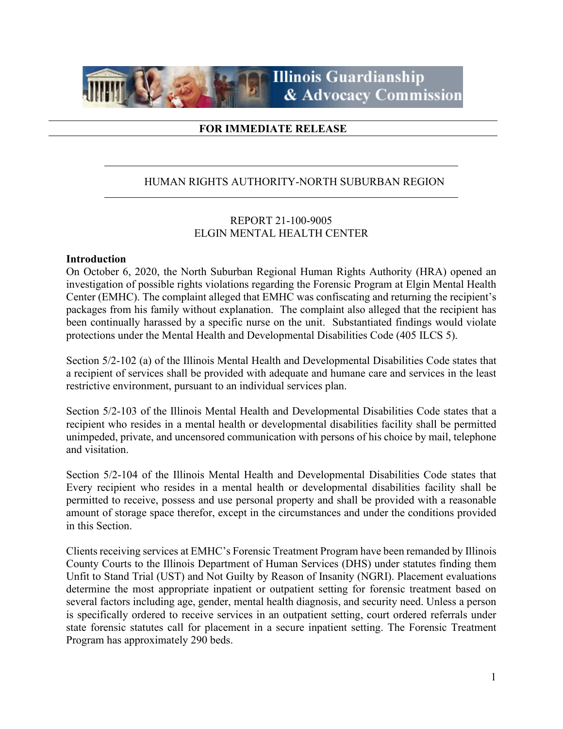Illinois Guardianship & Advocacy Commission

**FOR IMMEDIATE RELEASE**

HUMAN RIGHTS AUTHORITY-NORTH SUBURBAN REGION

REPORT 21-100-9005
ELGIN MENTAL HEALTH CENTER

**Introduction**

On October 6, 2020, the North Suburban Regional Human Rights Authority (HRA) opened an investigation of possible rights violations regarding the Forensic Program at Elgin Mental Health Center (EMHC). The complaint alleged that EMHC was confiscating and returning the recipient's packages from his family without explanation. The complaint also alleged that the recipient has been continually harassed by a specific nurse on the unit. Substantiated findings would violate protections under the Mental Health and Developmental Disabilities Code (405 ILCS 5).

Section 5/2-102 (a) of the Illinois Mental Health and Developmental Disabilities Code states that a recipient of services shall be provided with adequate and humane care and services in the least restrictive environment, pursuant to an individual services plan.

Section 5/2-103 of the Illinois Mental Health and Developmental Disabilities Code states that a recipient who resides in a mental health or developmental disabilities facility shall be permitted unimpeded, private, and uncensored communication with persons of his choice by mail, telephone and visitation.

Section 5/2-104 of the Illinois Mental Health and Developmental Disabilities Code states that Every recipient who resides in a mental health or developmental disabilities facility shall be permitted to receive, possess and use personal property and shall be provided with a reasonable amount of storage space therefor, except in the circumstances and under the conditions provided in this Section.

Clients receiving services at EMHC's Forensic Treatment Program have been remanded by Illinois County Courts to the Illinois Department of Human Services (DHS) under statutes finding them Unfit to Stand Trial (UST) and Not Guilty by Reason of Insanity (NGRI). Placement evaluations determine the most appropriate inpatient or outpatient setting for forensic treatment based on several factors including age, gender, mental health diagnosis, and security need. Unless a person is specifically ordered to receive services in an outpatient setting, court ordered referrals under state forensic statutes call for placement in a secure inpatient setting. The Forensic Treatment Program has approximately 290 beds.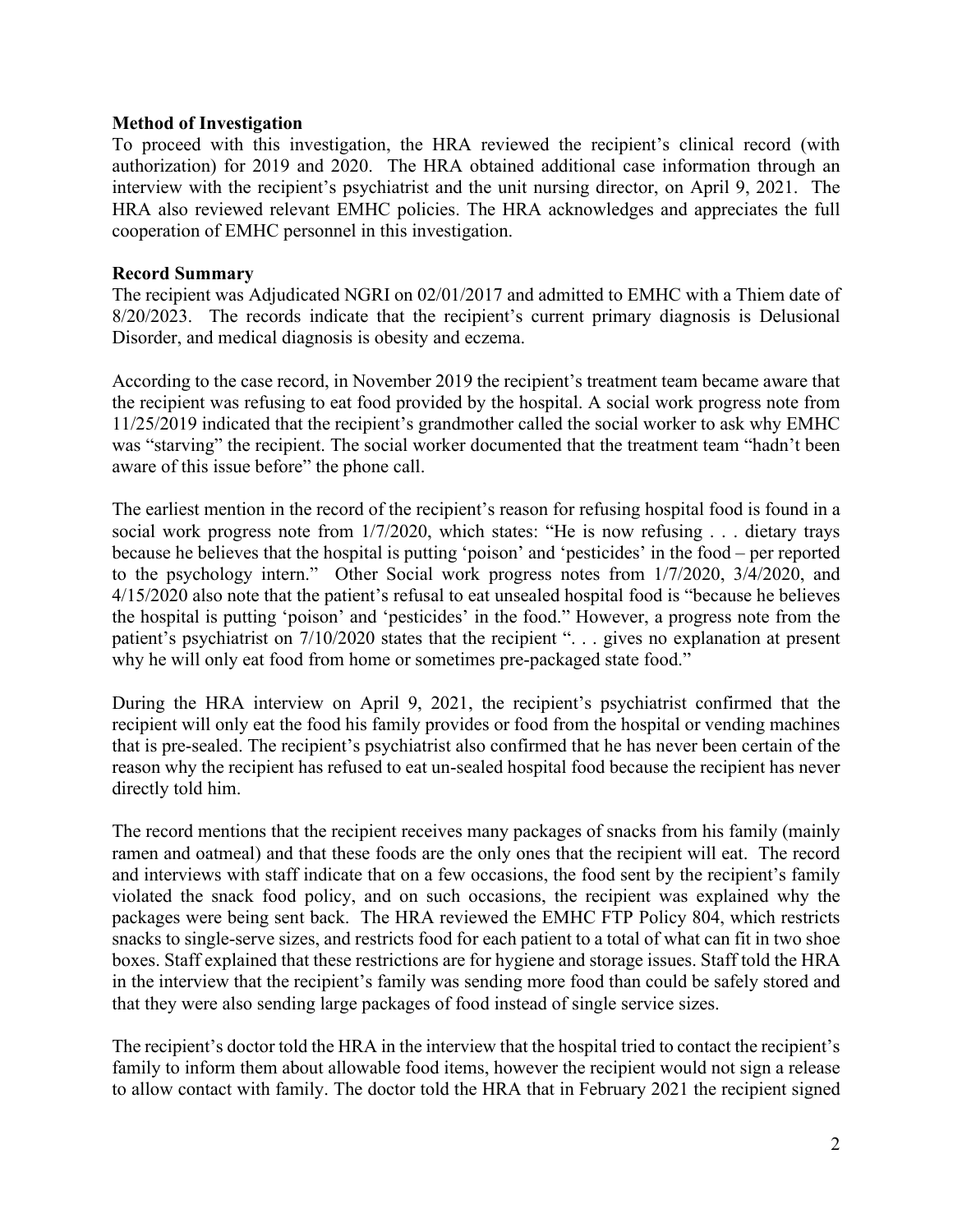**Method of Investigation**

To proceed with this investigation, the HRA reviewed the recipient's clinical record (with authorization) for 2019 and 2020. The HRA obtained additional case information through an interview with the recipient's psychiatrist and the unit nursing director, on April 9, 2021. The HRA also reviewed relevant EMHC policies. The HRA acknowledges and appreciates the full cooperation of EMHC personnel in this investigation.

**Record Summary**

The recipient was Adjudicated NGRI on 02/01/2017 and admitted to EMHC with a Thiem date of 8/20/2023. The records indicate that the recipient's current primary diagnosis is Delusional Disorder, and medical diagnosis is obesity and eczema.

According to the case record, in November 2019 the recipient's treatment team became aware that the recipient was refusing to eat food provided by the hospital. A social work progress note from 11/25/2019 indicated that the recipient's grandmother called the social worker to ask why EMHC was "starving" the recipient. The social worker documented that the treatment team "hadn't been aware of this issue before" the phone call.

The earliest mention in the record of the recipient's reason for refusing hospital food is found in a social work progress note from 1/7/2020, which states: "He is now refusing . . . dietary trays because he believes that the hospital is putting 'poison' and 'pesticides' in the food – per reported to the psychology intern." Other Social work progress notes from 1/7/2020, 3/4/2020, and 4/15/2020 also note that the patient's refusal to eat unsealed hospital food is "because he believes the hospital is putting 'poison' and 'pesticides' in the food." However, a progress note from the patient's psychiatrist on 7/10/2020 states that the recipient ". . . gives no explanation at present why he will only eat food from home or sometimes pre-packaged state food."

During the HRA interview on April 9, 2021, the recipient's psychiatrist confirmed that the recipient will only eat the food his family provides or food from the hospital or vending machines that is pre-sealed. The recipient's psychiatrist also confirmed that he has never been certain of the reason why the recipient has refused to eat un-sealed hospital food because the recipient has never directly told him.

The record mentions that the recipient receives many packages of snacks from his family (mainly ramen and oatmeal) and that these foods are the only ones that the recipient will eat. The record and interviews with staff indicate that on a few occasions, the food sent by the recipient's family violated the snack food policy, and on such occasions, the recipient was explained why the packages were being sent back. The HRA reviewed the EMHC FTP Policy 804, which restricts snacks to single-serve sizes, and restricts food for each patient to a total of what can fit in two shoe boxes. Staff explained that these restrictions are for hygiene and storage issues. Staff told the HRA in the interview that the recipient's family was sending more food than could be safely stored and that they were also sending large packages of food instead of single service sizes.

The recipient's doctor told the HRA in the interview that the hospital tried to contact the recipient's family to inform them about allowable food items, however the recipient would not sign a release to allow contact with family. The doctor told the HRA that in February 2021 the recipient signed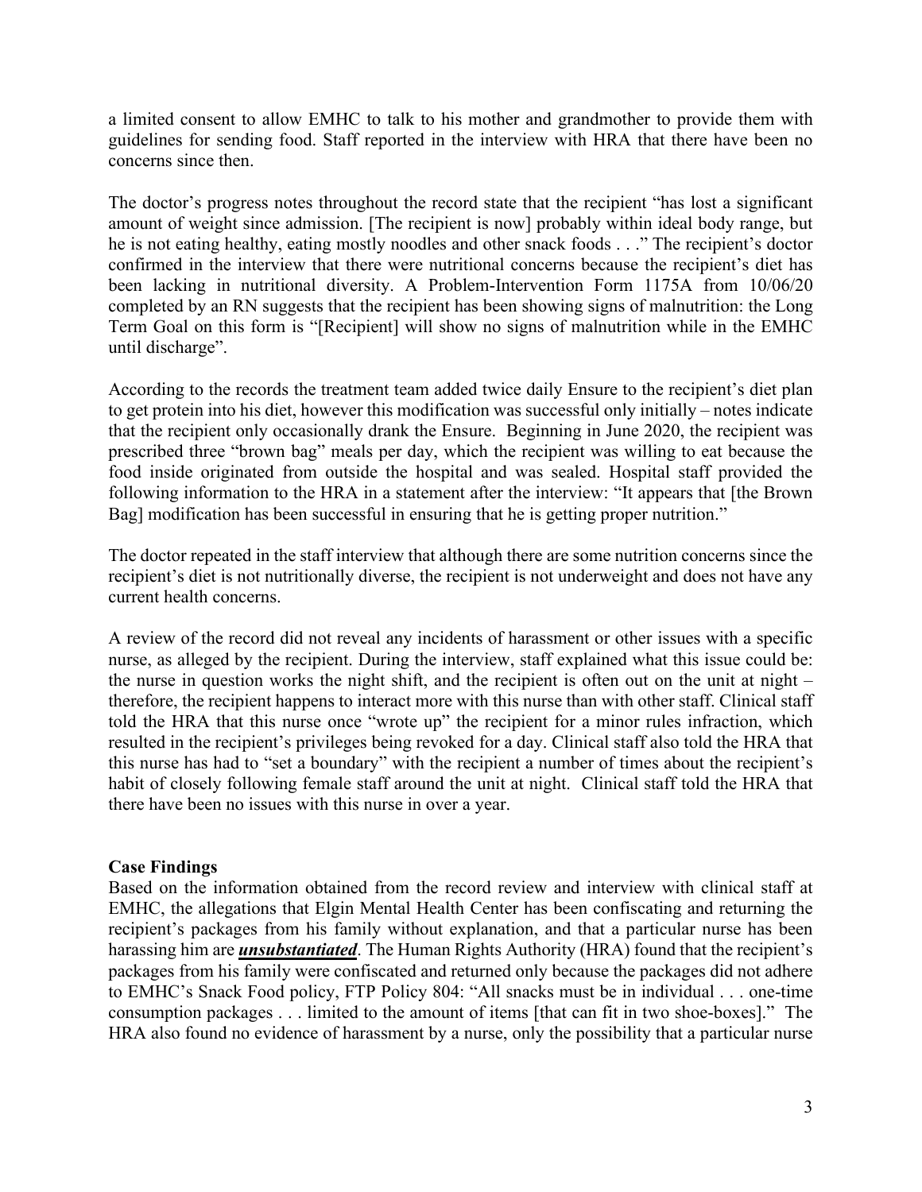a limited consent to allow EMHC to talk to his mother and grandmother to provide them with guidelines for sending food. Staff reported in the interview with HRA that there have been no concerns since then.

The doctor's progress notes throughout the record state that the recipient "has lost a significant amount of weight since admission. [The recipient is now] probably within ideal body range, but he is not eating healthy, eating mostly noodles and other snack foods . . ." The recipient's doctor confirmed in the interview that there were nutritional concerns because the recipient's diet has been lacking in nutritional diversity. A Problem-Intervention Form 1175A from 10/06/20 completed by an RN suggests that the recipient has been showing signs of malnutrition: the Long Term Goal on this form is "[Recipient] will show no signs of malnutrition while in the EMHC until discharge".

According to the records the treatment team added twice daily Ensure to the recipient's diet plan to get protein into his diet, however this modification was successful only initially – notes indicate that the recipient only occasionally drank the Ensure. Beginning in June 2020, the recipient was prescribed three "brown bag" meals per day, which the recipient was willing to eat because the food inside originated from outside the hospital and was sealed. Hospital staff provided the following information to the HRA in a statement after the interview: "It appears that [the Brown Bag] modification has been successful in ensuring that he is getting proper nutrition."

The doctor repeated in the staff interview that although there are some nutrition concerns since the recipient's diet is not nutritionally diverse, the recipient is not underweight and does not have any current health concerns.

A review of the record did not reveal any incidents of harassment or other issues with a specific nurse, as alleged by the recipient. During the interview, staff explained what this issue could be: the nurse in question works the night shift, and the recipient is often out on the unit at night – therefore, the recipient happens to interact more with this nurse than with other staff. Clinical staff told the HRA that this nurse once "wrote up" the recipient for a minor rules infraction, which resulted in the recipient's privileges being revoked for a day. Clinical staff also told the HRA that this nurse has had to "set a boundary" with the recipient a number of times about the recipient's habit of closely following female staff around the unit at night. Clinical staff told the HRA that there have been no issues with this nurse in over a year.

**Case Findings**

Based on the information obtained from the record review and interview with clinical staff at EMHC, the allegations that Elgin Mental Health Center has been confiscating and returning the recipient's packages from his family without explanation, and that a particular nurse has been harassing him are ***unsubstantiated***. The Human Rights Authority (HRA) found that the recipient's packages from his family were confiscated and returned only because the packages did not adhere to EMHC's Snack Food policy, FTP Policy 804: "All snacks must be in individual . . . one-time consumption packages . . . limited to the amount of items [that can fit in two shoe-boxes]." The HRA also found no evidence of harassment by a nurse, only the possibility that a particular nurse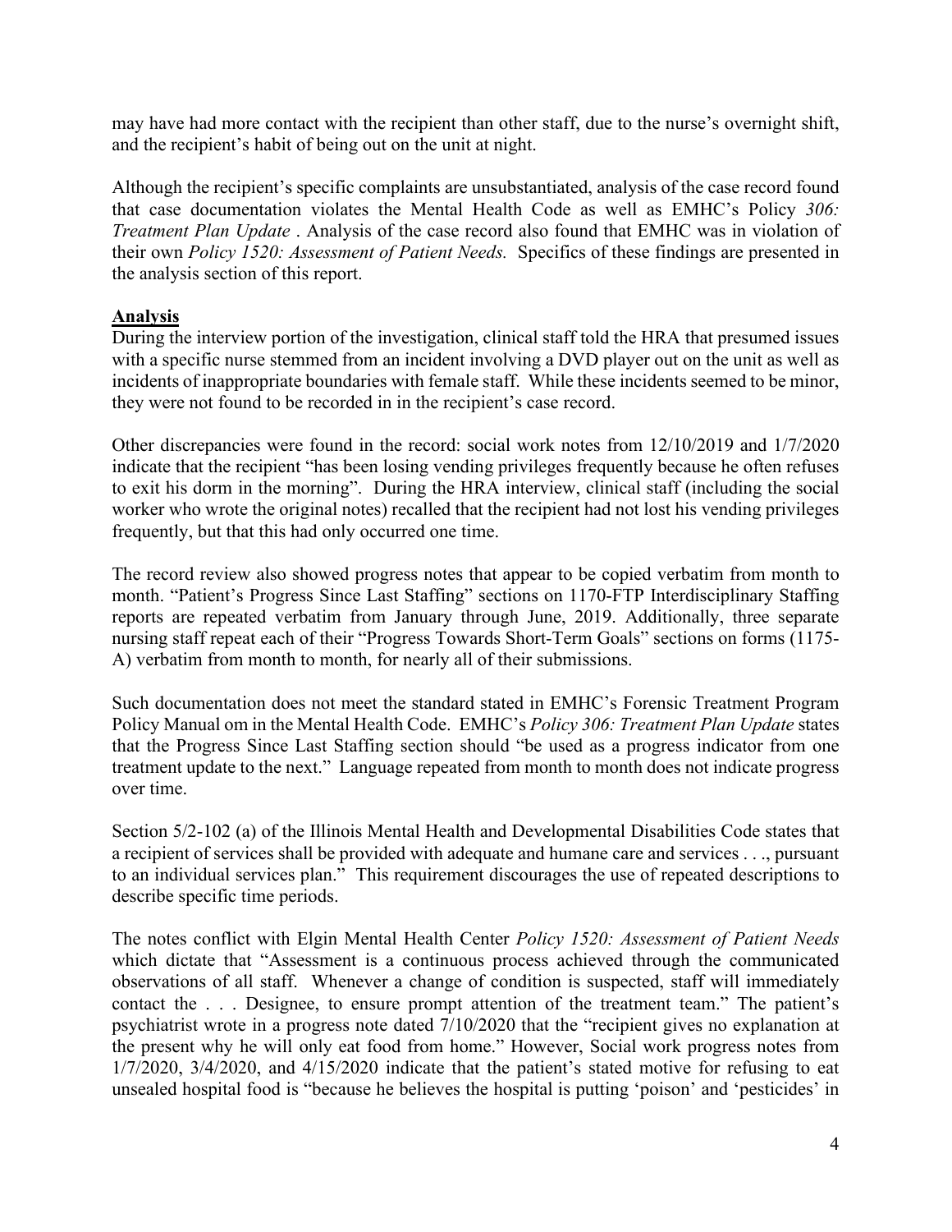may have had more contact with the recipient than other staff, due to the nurse's overnight shift, and the recipient's habit of being out on the unit at night.

Although the recipient's specific complaints are unsubstantiated, analysis of the case record found that case documentation violates the Mental Health Code as well as EMHC's Policy *306: Treatment Plan Update* . Analysis of the case record also found that EMHC was in violation of their own *Policy 1520: Assessment of Patient Needs.* Specifics of these findings are presented in the analysis section of this report.

## Analysis

During the interview portion of the investigation, clinical staff told the HRA that presumed issues with a specific nurse stemmed from an incident involving a DVD player out on the unit as well as incidents of inappropriate boundaries with female staff. While these incidents seemed to be minor, they were not found to be recorded in in the recipient's case record.

Other discrepancies were found in the record: social work notes from 12/10/2019 and 1/7/2020 indicate that the recipient "has been losing vending privileges frequently because he often refuses to exit his dorm in the morning". During the HRA interview, clinical staff (including the social worker who wrote the original notes) recalled that the recipient had not lost his vending privileges frequently, but that this had only occurred one time.

The record review also showed progress notes that appear to be copied verbatim from month to month. "Patient's Progress Since Last Staffing" sections on 1170-FTP Interdisciplinary Staffing reports are repeated verbatim from January through June, 2019. Additionally, three separate nursing staff repeat each of their "Progress Towards Short-Term Goals" sections on forms (1175-A) verbatim from month to month, for nearly all of their submissions.

Such documentation does not meet the standard stated in EMHC's Forensic Treatment Program Policy Manual om in the Mental Health Code. EMHC's *Policy 306: Treatment Plan Update* states that the Progress Since Last Staffing section should "be used as a progress indicator from one treatment update to the next." Language repeated from month to month does not indicate progress over time.

Section 5/2-102 (a) of the Illinois Mental Health and Developmental Disabilities Code states that a recipient of services shall be provided with adequate and humane care and services . . ., pursuant to an individual services plan." This requirement discourages the use of repeated descriptions to describe specific time periods.

The notes conflict with Elgin Mental Health Center *Policy 1520: Assessment of Patient Needs* which dictate that "Assessment is a continuous process achieved through the communicated observations of all staff. Whenever a change of condition is suspected, staff will immediately contact the . . . Designee, to ensure prompt attention of the treatment team." The patient's psychiatrist wrote in a progress note dated 7/10/2020 that the "recipient gives no explanation at the present why he will only eat food from home." However, Social work progress notes from 1/7/2020, 3/4/2020, and 4/15/2020 indicate that the patient's stated motive for refusing to eat unsealed hospital food is "because he believes the hospital is putting 'poison' and 'pesticides' in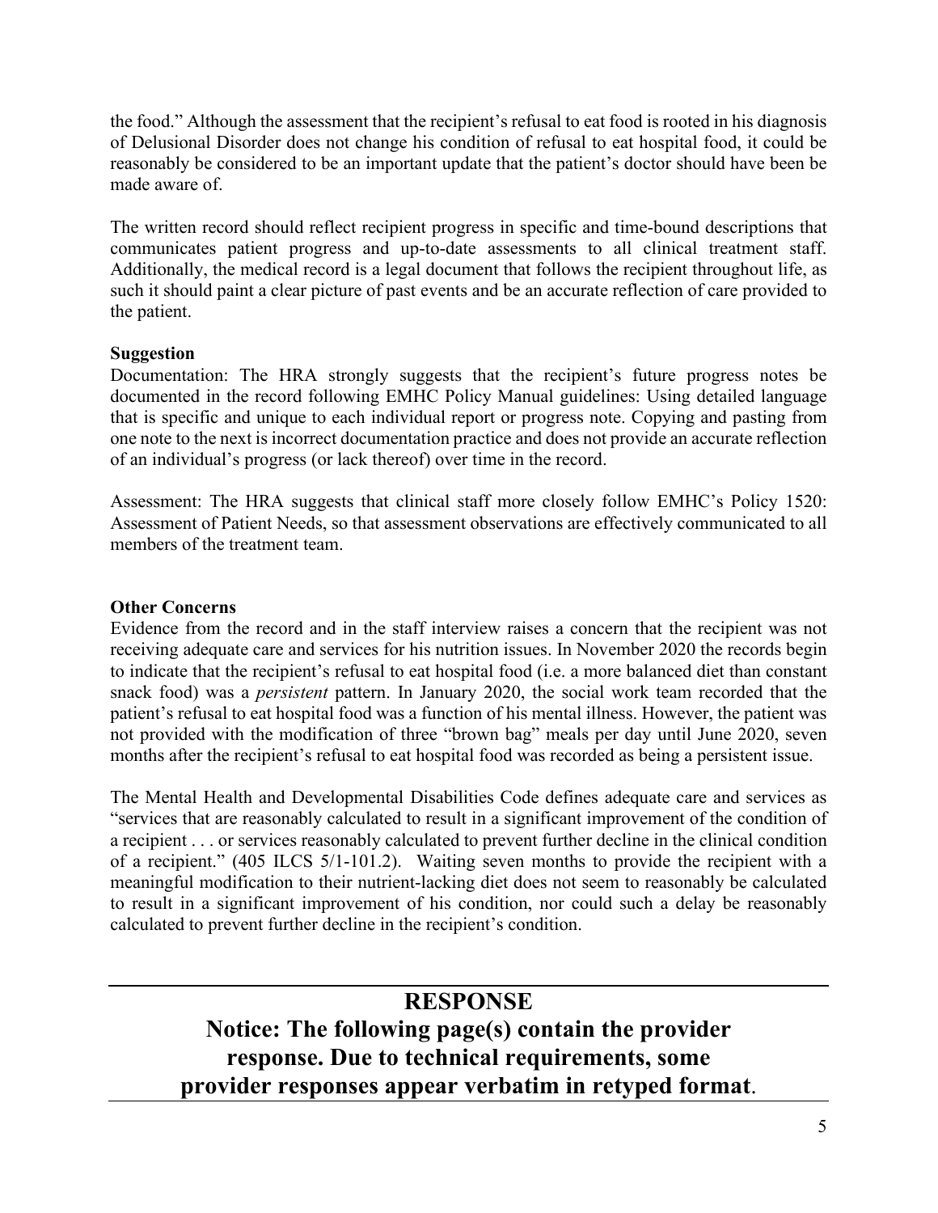the food." Although the assessment that the recipient's refusal to eat food is rooted in his diagnosis of Delusional Disorder does not change his condition of refusal to eat hospital food, it could be reasonably be considered to be an important update that the patient's doctor should have been be made aware of.

The written record should reflect recipient progress in specific and time-bound descriptions that communicates patient progress and up-to-date assessments to all clinical treatment staff. Additionally, the medical record is a legal document that follows the recipient throughout life, as such it should paint a clear picture of past events and be an accurate reflection of care provided to the patient.

**Suggestion**

Documentation: The HRA strongly suggests that the recipient's future progress notes be documented in the record following EMHC Policy Manual guidelines: Using detailed language that is specific and unique to each individual report or progress note. Copying and pasting from one note to the next is incorrect documentation practice and does not provide an accurate reflection of an individual's progress (or lack thereof) over time in the record.

Assessment: The HRA suggests that clinical staff more closely follow EMHC's Policy 1520: Assessment of Patient Needs, so that assessment observations are effectively communicated to all members of the treatment team.

**Other Concerns**

Evidence from the record and in the staff interview raises a concern that the recipient was not receiving adequate care and services for his nutrition issues. In November 2020 the records begin to indicate that the recipient's refusal to eat hospital food (i.e. a more balanced diet than constant snack food) was a *persistent* pattern. In January 2020, the social work team recorded that the patient's refusal to eat hospital food was a function of his mental illness. However, the patient was not provided with the modification of three "brown bag" meals per day until June 2020, seven months after the recipient's refusal to eat hospital food was recorded as being a persistent issue.

The Mental Health and Developmental Disabilities Code defines adequate care and services as "services that are reasonably calculated to result in a significant improvement of the condition of a recipient . . . or services reasonably calculated to prevent further decline in the clinical condition of a recipient." (405 ILCS 5/1-101.2). Waiting seven months to provide the recipient with a meaningful modification to their nutrient-lacking diet does not seem to reasonably be calculated to result in a significant improvement of his condition, nor could such a delay be reasonably calculated to prevent further decline in the recipient's condition.

---

## RESPONSE

## Notice: The following page(s) contain the provider response. Due to technical requirements, some provider responses appear verbatim in retyped format.

---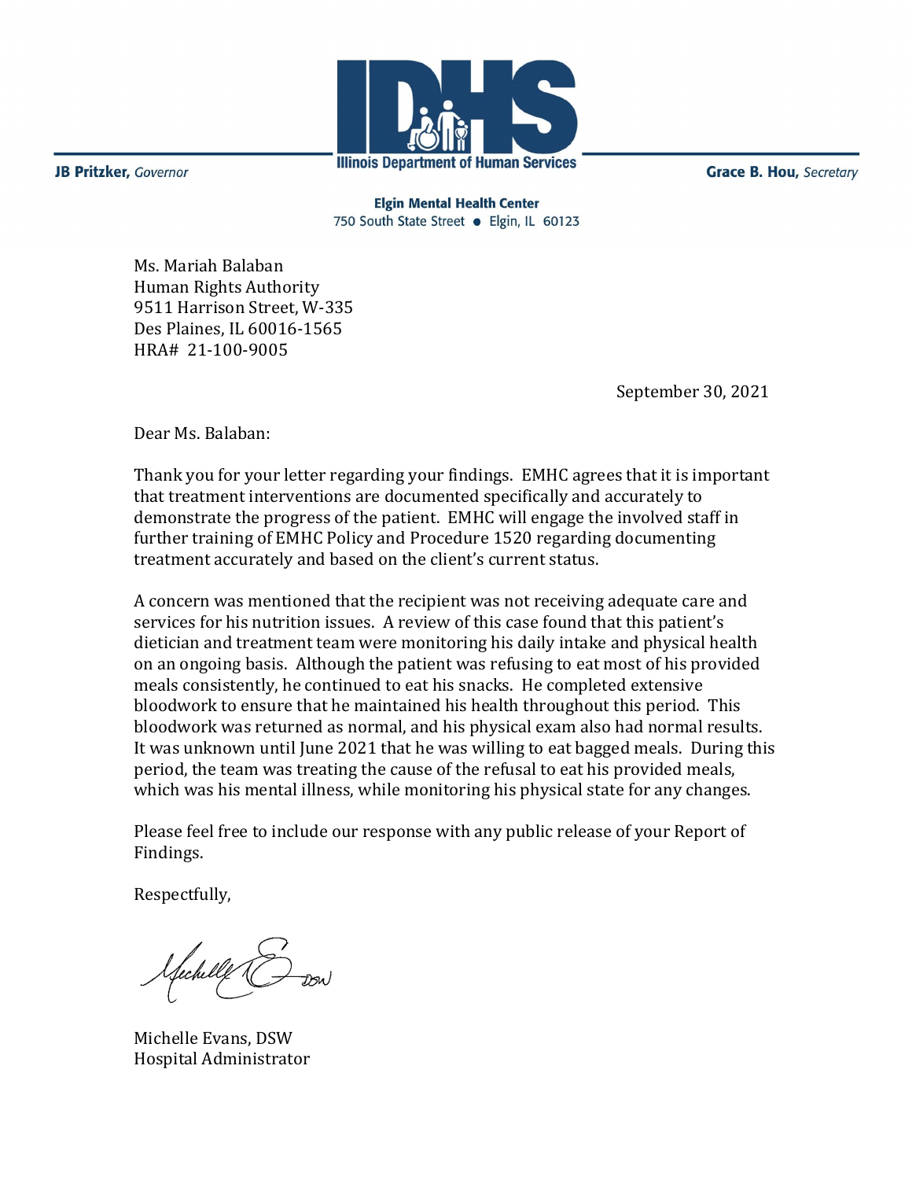JB Pritzker, *Governor*

**Illinois Department of Human Services**

Grace B. Hou, *Secretary*

**Elgin Mental Health Center**
750 South State Street • Elgin, IL 60123

Ms. Mariah Balaban
Human Rights Authority
9511 Harrison Street, W-335
Des Plaines, IL 60016-1565
HRA# 21-100-9005

September 30, 2021

Dear Ms. Balaban:

Thank you for your letter regarding your findings. EMHC agrees that it is important that treatment interventions are documented specifically and accurately to demonstrate the progress of the patient. EMHC will engage the involved staff in further training of EMHC Policy and Procedure 1520 regarding documenting treatment accurately and based on the client's current status.

A concern was mentioned that the recipient was not receiving adequate care and services for his nutrition issues. A review of this case found that this patient's dietician and treatment team were monitoring his daily intake and physical health on an ongoing basis. Although the patient was refusing to eat most of his provided meals consistently, he continued to eat his snacks. He completed extensive bloodwork to ensure that he maintained his health throughout this period. This bloodwork was returned as normal, and his physical exam also had normal results. It was unknown until June 2021 that he was willing to eat bagged meals. During this period, the team was treating the cause of the refusal to eat his provided meals, which was his mental illness, while monitoring his physical state for any changes.

Please feel free to include our response with any public release of your Report of Findings.

Respectfully,

Michelle Evans, DSW
Hospital Administrator